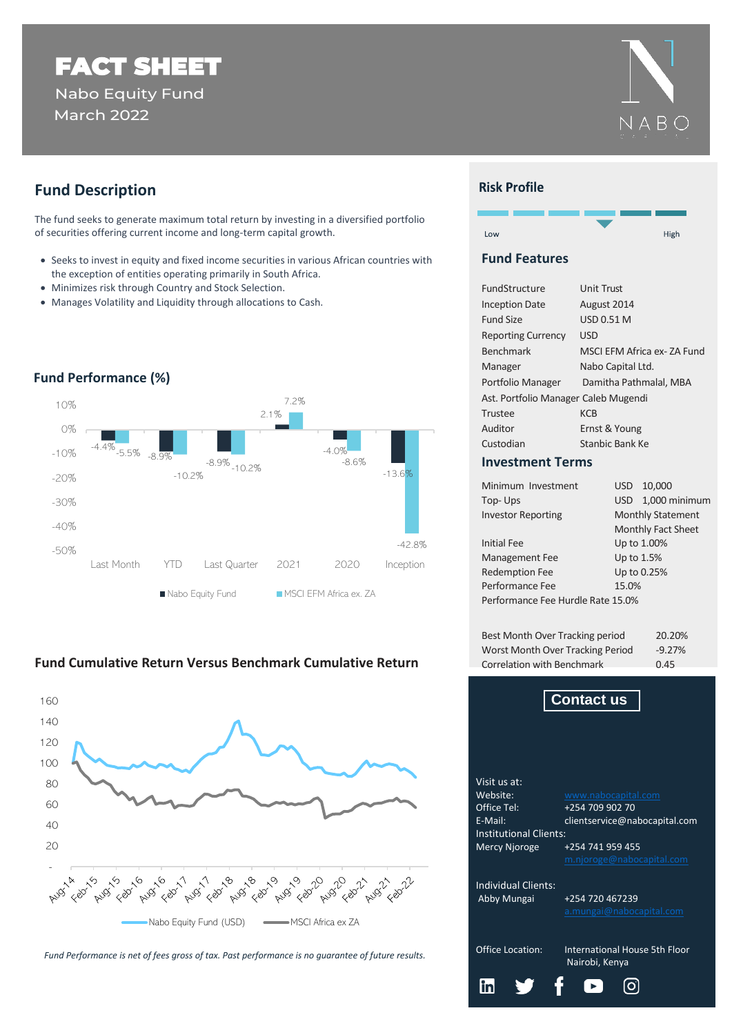# FACT SHEET

Nabo Equity Fund
March 2022

NABO

## Fund Description

The fund seeks to generate maximum total return by investing in a diversified portfolio of securities offering current income and long-term capital growth.

- Seeks to invest in equity and fixed income securities in various African countries with the exception of entities operating primarily in South Africa.
- Minimizes risk through Country and Stock Selection.
- Manages Volatility and Liquidity through allocations to Cash.

## Fund Performance (%)

| | Last Month | YTD | Last Quarter | 2021 | 2020 | Inception |
|---|---|---|---|---|---|---|
| Nabo Equity Fund | -4.4% | -8.9% | -8.9% | 2.1% | -4.0% | -13.6% |
| MSCI EFM Africa ex. ZA | -5.5% | -10.2% | -10.2% | 7.2% | -8.6% | -42.8% |

## Fund Cumulative Return Versus Benchmark Cumulative Return

Nabo Equity Fund (USD) — MSCI Africa ex ZA

*Fund Performance is net of fees gross of tax. Past performance is no guarantee of future results.*

## Risk Profile

Low — High

## Fund Features

| | |
|---|---|
| FundStructure | Unit Trust |
| Inception Date | August 2014 |
| Fund Size | USD 0.51 M |
| Reporting Currency | USD |
| Benchmark | MSCI EFM Africa ex- ZA Fund |
| Manager | Nabo Capital Ltd. |
| Portfolio Manager | Damitha Pathmalal, MBA |
| Ast. Portfolio Manager | Caleb Mugendi |
| Trustee | KCB |
| Auditor | Ernst & Young |
| Custodian | Stanbic Bank Ke |

## Investment Terms

| | |
|---|---|
| Minimum Investment | USD 10,000 |
| Top- Ups | USD 1,000 minimum |
| Investor Reporting | Monthly Statement<br>Monthly Fact Sheet |
| Initial Fee | Up to 1.00% |
| Management Fee | Up to 1.5% |
| Redemption Fee | Up to 0.25% |
| Performance Fee | 15.0% |
| Performance Fee Hurdle Rate | 15.0% |

| | |
|---|---|
| Best Month Over Tracking period | 20.20% |
| Worst Month Over Tracking Period | -9.27% |
| Correlation with Benchmark | 0.45 |

## Contact us

Visit us at:
Website: www.nabocapital.com
Office Tel: +254 709 902 70
E-Mail: clientservice@nabocapital.com

Institutional Clients:
Mercy Njoroge +254 741 959 455
m.njoroge@nabocapital.com

Individual Clients:
Abby Mungai +254 720 467239
a.mungai@nabocapital.com

Office Location: International House 5th Floor
Nairobi, Kenya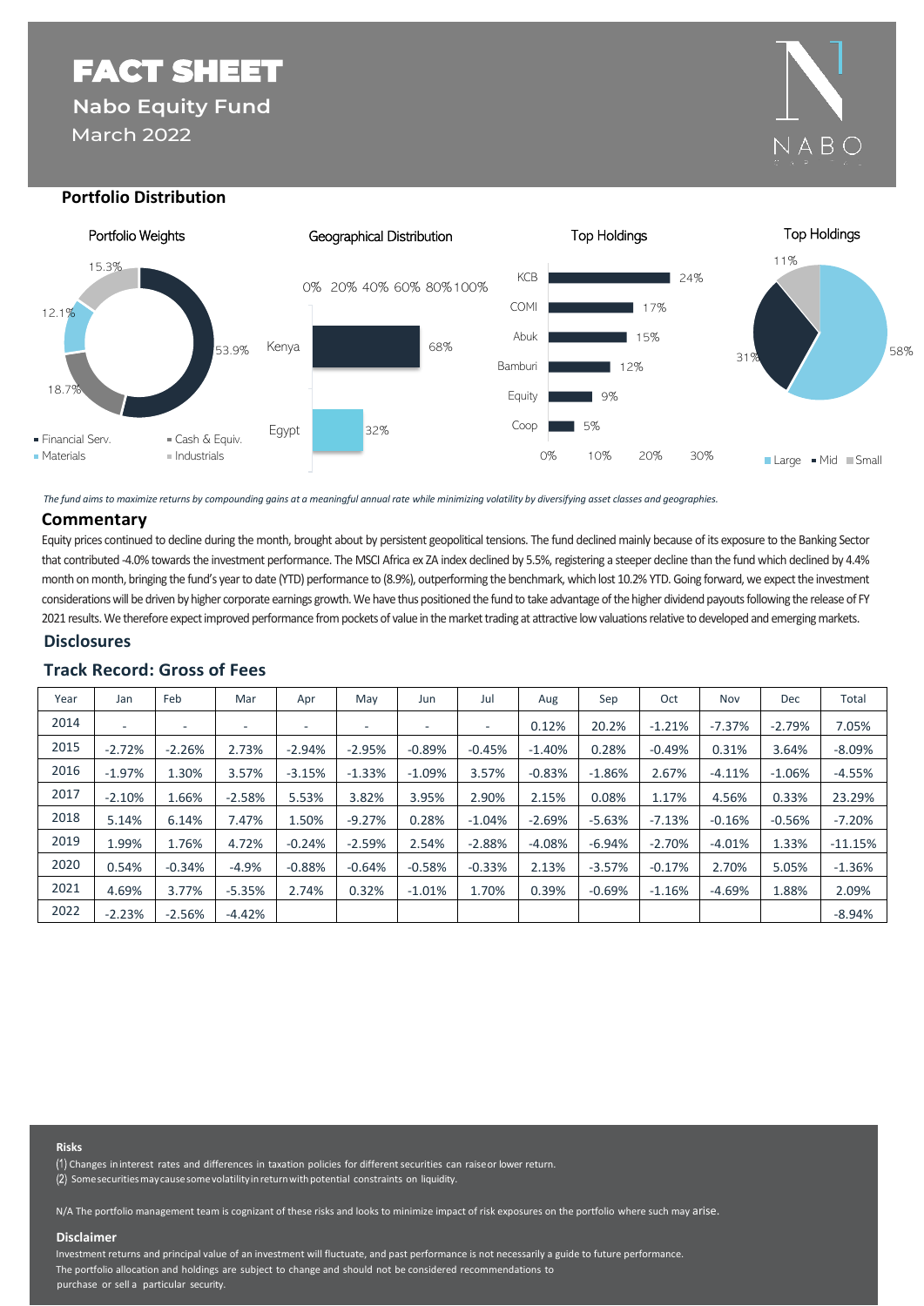# FACT SHEET

## Nabo Equity Fund

March 2022

NABO

### Portfolio Distribution

Portfolio Weights

15.3%
12.1%
53.9%
18.7%

Financial Serv.
Cash & Equiv.
Materials
Industrials

Geographical Distribution

0% 20% 40% 60% 80% 100%

Kenya 68%
Egypt 32%

Top Holdings

KCB 24%
COMI 17%
Abuk 15%
Bamburi 12%
Equity 9%
Coop 5%

0% 10% 20% 30%

Top Holdings

11%
31%
58%

Large
Mid
Small

*The fund aims to maximize returns by compounding gains at a meaningful annual rate while minimizing volatility by diversifying asset classes and geographies.*

### Commentary

Equity prices continued to decline during the month, brought about by persistent geopolitical tensions. The fund declined mainly because of its exposure to the Banking Sector that contributed -4.0% towards the investment performance. The MSCI Africa ex ZA index declined by 5.5%, registering a steeper decline than the fund which declined by 4.4% month on month, bringing the fund's year to date (YTD) performance to (8.9%), outperforming the benchmark, which lost 10.2% YTD. Going forward, we expect the investment considerations will be driven by higher corporate earnings growth. We have thus positioned the fund to take advantage of the higher dividend payouts following the release of FY 2021 results. We therefore expect improved performance from pockets of value in the market trading at attractive low valuations relative to developed and emerging markets.

### Disclosures

### Track Record: Gross of Fees

| Year | Jan | Feb | Mar | Apr | May | Jun | Jul | Aug | Sep | Oct | Nov | Dec | Total |
|---|---|---|---|---|---|---|---|---|---|---|---|---|---|
| 2014 | - | - | - | - | - | - | - | 0.12% | 20.2% | -1.21% | -7.37% | -2.79% | 7.05% |
| 2015 | -2.72% | -2.26% | 2.73% | -2.94% | -2.95% | -0.89% | -0.45% | -1.40% | 0.28% | -0.49% | 0.31% | 3.64% | -8.09% |
| 2016 | -1.97% | 1.30% | 3.57% | -3.15% | -1.33% | -1.09% | 3.57% | -0.83% | -1.86% | 2.67% | -4.11% | -1.06% | -4.55% |
| 2017 | -2.10% | 1.66% | -2.58% | 5.53% | 3.82% | 3.95% | 2.90% | 2.15% | 0.08% | 1.17% | 4.56% | 0.33% | 23.29% |
| 2018 | 5.14% | 6.14% | 7.47% | 1.50% | -9.27% | 0.28% | -1.04% | -2.69% | -5.63% | -7.13% | -0.16% | -0.56% | -7.20% |
| 2019 | 1.99% | 1.76% | 4.72% | -0.24% | -2.59% | 2.54% | -2.88% | -4.08% | -6.94% | -2.70% | -4.01% | 1.33% | -11.15% |
| 2020 | 0.54% | -0.34% | -4.9% | -0.88% | -0.64% | -0.58% | -0.33% | 2.13% | -3.57% | -0.17% | 2.70% | 5.05% | -1.36% |
| 2021 | 4.69% | 3.77% | -5.35% | 2.74% | 0.32% | -1.01% | 1.70% | 0.39% | -0.69% | -1.16% | -4.69% | 1.88% | 2.09% |
| 2022 | -2.23% | -2.56% | -4.42% | | | | | | | | | | -8.94% |

**Risks**

(1) Changes in interest rates and differences in taxation policies for different securities can raise or lower return.
(2) Some securities may cause some volatility in return with potential constraints on liquidity.

N/A The portfolio management team is cognizant of these risks and looks to minimize impact of risk exposures on the portfolio where such may arise.

**Disclaimer**

Investment returns and principal value of an investment will fluctuate, and past performance is not necessarily a guide to future performance. The portfolio allocation and holdings are subject to change and should not be considered recommendations to purchase or sell a particular security.